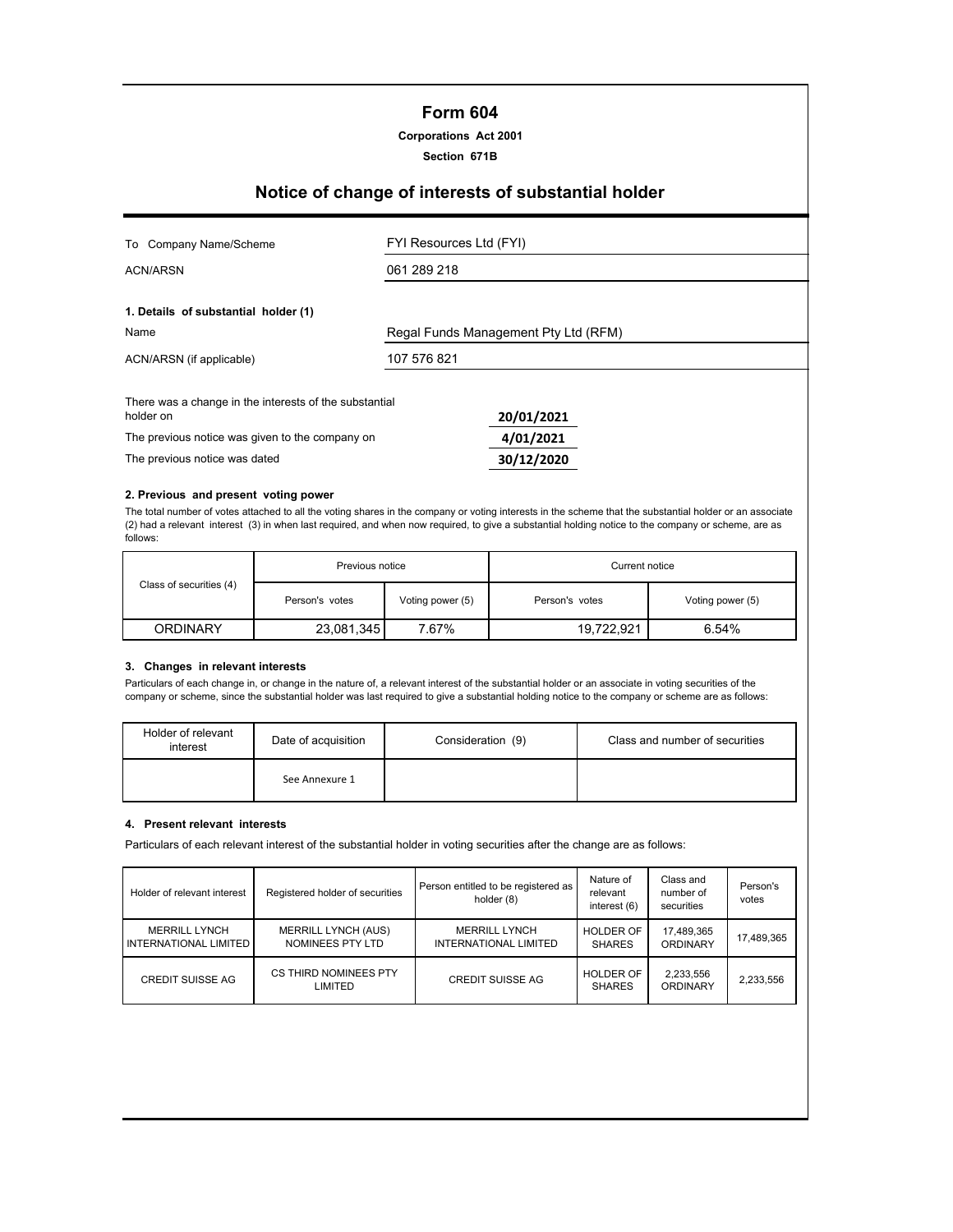# Form 604

**Corporations Act 2001**

**Section 671B**

## Notice of change of interests of substantial holder

| | |
|---|---|
| To Company Name/Scheme | FYI Resources Ltd (FYI) |
| ACN/ARSN | 061 289 218 |

**1. Details of substantial holder (1)**

| | |
|---|---|
| Name | Regal Funds Management Pty Ltd (RFM) |
| ACN/ARSN (if applicable) | 107 576 821 |

| | |
|---|---|
| There was a change in the interests of the substantial holder on | **20/01/2021** |
| The previous notice was given to the company on | **4/01/2021** |
| The previous notice was dated | **30/12/2020** |

**2. Previous and present voting power**

The total number of votes attached to all the voting shares in the company or voting interests in the scheme that the substantial holder or an associate (2) had a relevant interest (3) in when last required, and when now required, to give a substantial holding notice to the company or scheme, are as follows:

| Class of securities (4) | Previous notice | | Current notice | |
|---|---|---|---|---|
| | Person's votes | Voting power (5) | Person's votes | Voting power (5) |
| ORDINARY | 23,081,345 | 7.67% | 19,722,921 | 6.54% |

**3. Changes in relevant interests**

Particulars of each change in, or change in the nature of, a relevant interest of the substantial holder or an associate in voting securities of the company or scheme, since the substantial holder was last required to give a substantial holding notice to the company or scheme are as follows:

| Holder of relevant interest | Date of acquisition | Consideration (9) | Class and number of securities |
|---|---|---|---|
| | See Annexure 1 | | |

**4. Present relevant interests**

Particulars of each relevant interest of the substantial holder in voting securities after the change are as follows:

| Holder of relevant interest | Registered holder of securities | Person entitled to be registered as holder (8) | Nature of relevant interest (6) | Class and number of securities | Person's votes |
|---|---|---|---|---|---|
| MERRILL LYNCH INTERNATIONAL LIMITED | MERRILL LYNCH (AUS) NOMINEES PTY LTD | MERRILL LYNCH INTERNATIONAL LIMITED | HOLDER OF SHARES | 17,489,365 ORDINARY | 17,489,365 |
| CREDIT SUISSE AG | CS THIRD NOMINEES PTY LIMITED | CREDIT SUISSE AG | HOLDER OF SHARES | 2,233,556 ORDINARY | 2,233,556 |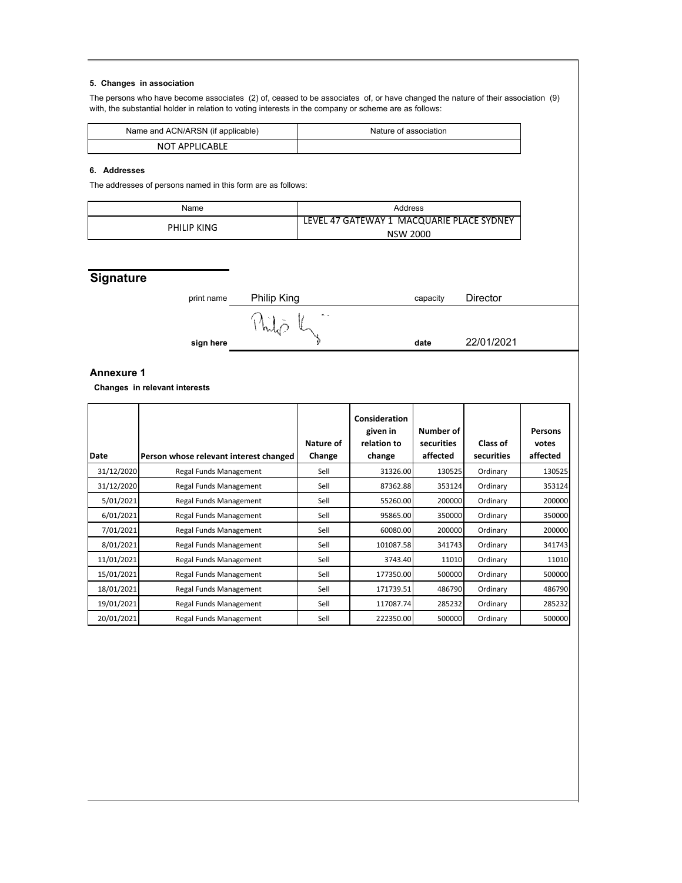#### 5. Changes in association

The persons who have become associates (2) of, ceased to be associates of, or have changed the nature of their association (9) with, the substantial holder in relation to voting interests in the company or scheme are as follows:

| Name and ACN/ARSN (if applicable) | Nature of association |
|---|---|
| NOT APPLICABLE | |

#### 6. Addresses

The addresses of persons named in this form are as follows:

| Name | Address |
|---|---|
| PHILIP KING | LEVEL 47 GATEWAY 1 MACQUARIE PLACE SYDNEY NSW 2000 |

## Signature

print name: Philip King

capacity: Director

sign here: [signature]

date: 22/01/2021

### Annexure 1

**Changes in relevant interests**

| Date | Person whose relevant interest changed | Nature of Change | Consideration given in relation to change | Number of securities affected | Class of securities | Persons votes affected |
|---|---|---|---|---|---|---|
| 31/12/2020 | Regal Funds Management | Sell | 31326.00 | 130525 | Ordinary | 130525 |
| 31/12/2020 | Regal Funds Management | Sell | 87362.88 | 353124 | Ordinary | 353124 |
| 5/01/2021 | Regal Funds Management | Sell | 55260.00 | 200000 | Ordinary | 200000 |
| 6/01/2021 | Regal Funds Management | Sell | 95865.00 | 350000 | Ordinary | 350000 |
| 7/01/2021 | Regal Funds Management | Sell | 60080.00 | 200000 | Ordinary | 200000 |
| 8/01/2021 | Regal Funds Management | Sell | 101087.58 | 341743 | Ordinary | 341743 |
| 11/01/2021 | Regal Funds Management | Sell | 3743.40 | 11010 | Ordinary | 11010 |
| 15/01/2021 | Regal Funds Management | Sell | 177350.00 | 500000 | Ordinary | 500000 |
| 18/01/2021 | Regal Funds Management | Sell | 171739.51 | 486790 | Ordinary | 486790 |
| 19/01/2021 | Regal Funds Management | Sell | 117087.74 | 285232 | Ordinary | 285232 |
| 20/01/2021 | Regal Funds Management | Sell | 222350.00 | 500000 | Ordinary | 500000 |